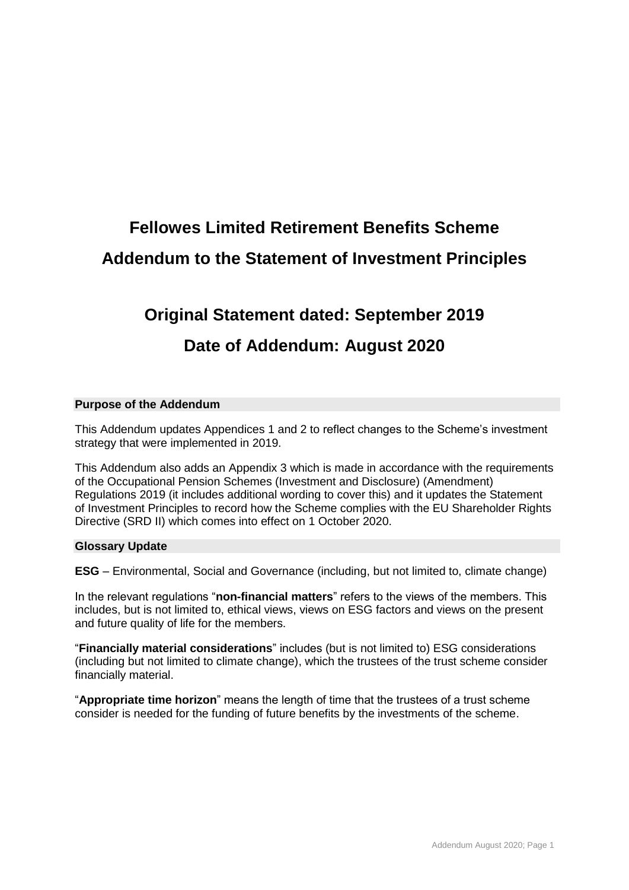# Fellowes Limited Retirement Benefits Scheme

# Addendum to the Statement of Investment Principles

## Original Statement dated: September 2019

## Date of Addendum: August 2020

### Purpose of the Addendum

This Addendum updates Appendices 1 and 2 to reflect changes to the Scheme's investment strategy that were implemented in 2019.

This Addendum also adds an Appendix 3 which is made in accordance with the requirements of the Occupational Pension Schemes (Investment and Disclosure) (Amendment) Regulations 2019 (it includes additional wording to cover this) and it updates the Statement of Investment Principles to record how the Scheme complies with the EU Shareholder Rights Directive (SRD II) which comes into effect on 1 October 2020.

### Glossary Update

**ESG** – Environmental, Social and Governance (including, but not limited to, climate change)

In the relevant regulations "**non-financial matters**" refers to the views of the members. This includes, but is not limited to, ethical views, views on ESG factors and views on the present and future quality of life for the members.

"**Financially material considerations**" includes (but is not limited to) ESG considerations (including but not limited to climate change), which the trustees of the trust scheme consider financially material.

"**Appropriate time horizon**" means the length of time that the trustees of a trust scheme consider is needed for the funding of future benefits by the investments of the scheme.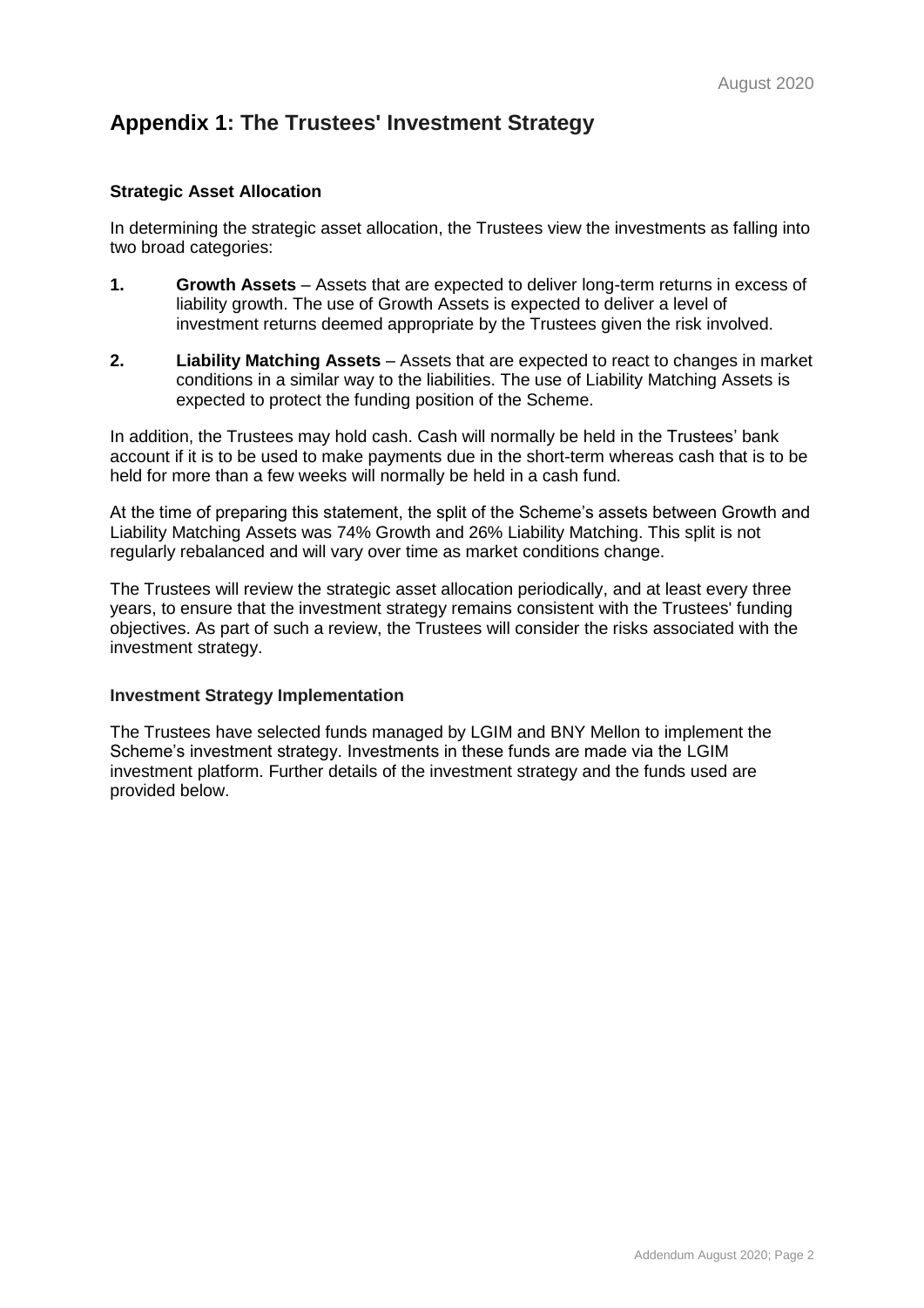## Appendix 1: The Trustees' Investment Strategy

### Strategic Asset Allocation

In determining the strategic asset allocation, the Trustees view the investments as falling into two broad categories:

1. **Growth Assets** – Assets that are expected to deliver long-term returns in excess of liability growth. The use of Growth Assets is expected to deliver a level of investment returns deemed appropriate by the Trustees given the risk involved.
2. **Liability Matching Assets** – Assets that are expected to react to changes in market conditions in a similar way to the liabilities. The use of Liability Matching Assets is expected to protect the funding position of the Scheme.

In addition, the Trustees may hold cash. Cash will normally be held in the Trustees' bank account if it is to be used to make payments due in the short-term whereas cash that is to be held for more than a few weeks will normally be held in a cash fund.

At the time of preparing this statement, the split of the Scheme's assets between Growth and Liability Matching Assets was 74% Growth and 26% Liability Matching. This split is not regularly rebalanced and will vary over time as market conditions change.

The Trustees will review the strategic asset allocation periodically, and at least every three years, to ensure that the investment strategy remains consistent with the Trustees' funding objectives. As part of such a review, the Trustees will consider the risks associated with the investment strategy.

### Investment Strategy Implementation

The Trustees have selected funds managed by LGIM and BNY Mellon to implement the Scheme's investment strategy. Investments in these funds are made via the LGIM investment platform. Further details of the investment strategy and the funds used are provided below.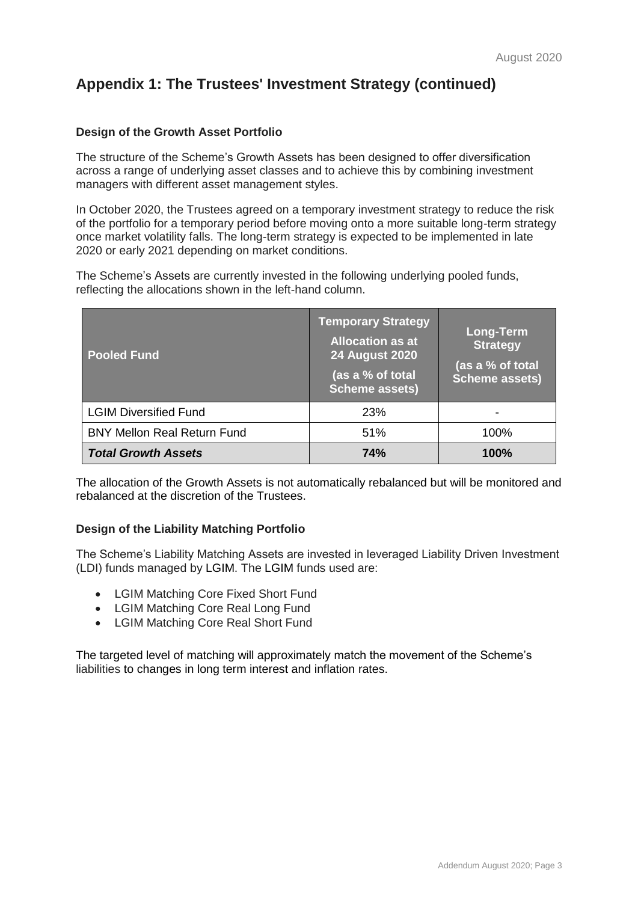## Appendix 1: The Trustees' Investment Strategy (continued)

### Design of the Growth Asset Portfolio

The structure of the Scheme's Growth Assets has been designed to offer diversification across a range of underlying asset classes and to achieve this by combining investment managers with different asset management styles.

In October 2020, the Trustees agreed on a temporary investment strategy to reduce the risk of the portfolio for a temporary period before moving onto a more suitable long-term strategy once market volatility falls. The long-term strategy is expected to be implemented in late 2020 or early 2021 depending on market conditions.

The Scheme's Assets are currently invested in the following underlying pooled funds, reflecting the allocations shown in the left-hand column.

| Pooled Fund | Temporary Strategy Allocation as at 24 August 2020 (as a % of total Scheme assets) | Long-Term Strategy (as a % of total Scheme assets) |
|---|---|---|
| LGIM Diversified Fund | 23% | - |
| BNY Mellon Real Return Fund | 51% | 100% |
| ***Total Growth Assets*** | **74%** | **100%** |

The allocation of the Growth Assets is not automatically rebalanced but will be monitored and rebalanced at the discretion of the Trustees.

### Design of the Liability Matching Portfolio

The Scheme's Liability Matching Assets are invested in leveraged Liability Driven Investment (LDI) funds managed by LGIM. The LGIM funds used are:

- LGIM Matching Core Fixed Short Fund
- LGIM Matching Core Real Long Fund
- LGIM Matching Core Real Short Fund

The targeted level of matching will approximately match the movement of the Scheme's liabilities to changes in long term interest and inflation rates.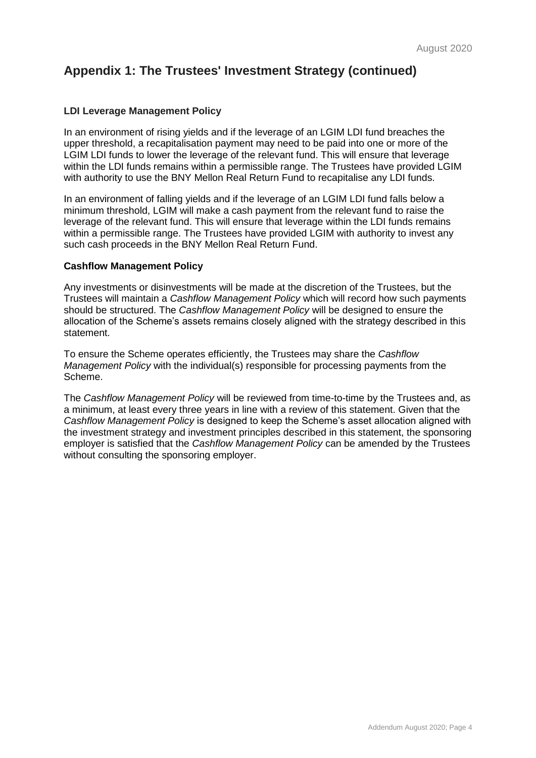## Appendix 1: The Trustees' Investment Strategy (continued)

**LDI Leverage Management Policy**

In an environment of rising yields and if the leverage of an LGIM LDI fund breaches the upper threshold, a recapitalisation payment may need to be paid into one or more of the LGIM LDI funds to lower the leverage of the relevant fund. This will ensure that leverage within the LDI funds remains within a permissible range. The Trustees have provided LGIM with authority to use the BNY Mellon Real Return Fund to recapitalise any LDI funds.

In an environment of falling yields and if the leverage of an LGIM LDI fund falls below a minimum threshold, LGIM will make a cash payment from the relevant fund to raise the leverage of the relevant fund. This will ensure that leverage within the LDI funds remains within a permissible range. The Trustees have provided LGIM with authority to invest any such cash proceeds in the BNY Mellon Real Return Fund.

**Cashflow Management Policy**

Any investments or disinvestments will be made at the discretion of the Trustees, but the Trustees will maintain a *Cashflow Management Policy* which will record how such payments should be structured. The *Cashflow Management Policy* will be designed to ensure the allocation of the Scheme's assets remains closely aligned with the strategy described in this statement.

To ensure the Scheme operates efficiently, the Trustees may share the *Cashflow Management Policy* with the individual(s) responsible for processing payments from the Scheme.

The *Cashflow Management Policy* will be reviewed from time-to-time by the Trustees and, as a minimum, at least every three years in line with a review of this statement. Given that the *Cashflow Management Policy* is designed to keep the Scheme's asset allocation aligned with the investment strategy and investment principles described in this statement, the sponsoring employer is satisfied that the *Cashflow Management Policy* can be amended by the Trustees without consulting the sponsoring employer.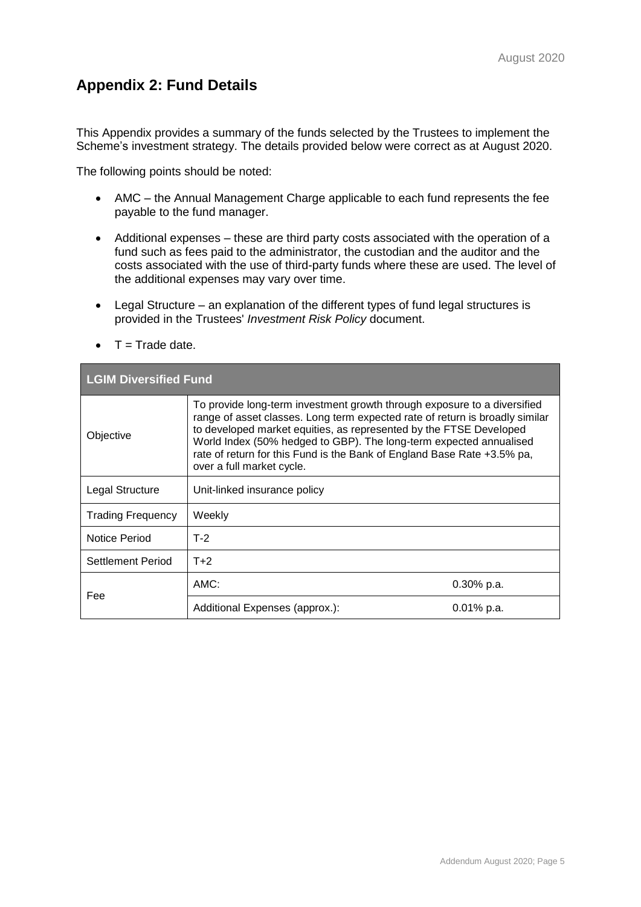## Appendix 2: Fund Details

This Appendix provides a summary of the funds selected by the Trustees to implement the Scheme's investment strategy. The details provided below were correct as at August 2020.

The following points should be noted:

- AMC – the Annual Management Charge applicable to each fund represents the fee payable to the fund manager.
- Additional expenses – these are third party costs associated with the operation of a fund such as fees paid to the administrator, the custodian and the auditor and the costs associated with the use of third-party funds where these are used. The level of the additional expenses may vary over time.
- Legal Structure – an explanation of the different types of fund legal structures is provided in the Trustees' *Investment Risk Policy* document.
- T = Trade date.

| LGIM Diversified Fund | | |
|---|---|---|
| Objective | To provide long-term investment growth through exposure to a diversified range of asset classes. Long term expected rate of return is broadly similar to developed market equities, as represented by the FTSE Developed World Index (50% hedged to GBP). The long-term expected annualised rate of return for this Fund is the Bank of England Base Rate +3.5% pa, over a full market cycle. | |
| Legal Structure | Unit-linked insurance policy | |
| Trading Frequency | Weekly | |
| Notice Period | T-2 | |
| Settlement Period | T+2 | |
| Fee | AMC: | 0.30% p.a. |
| | Additional Expenses (approx.): | 0.01% p.a. |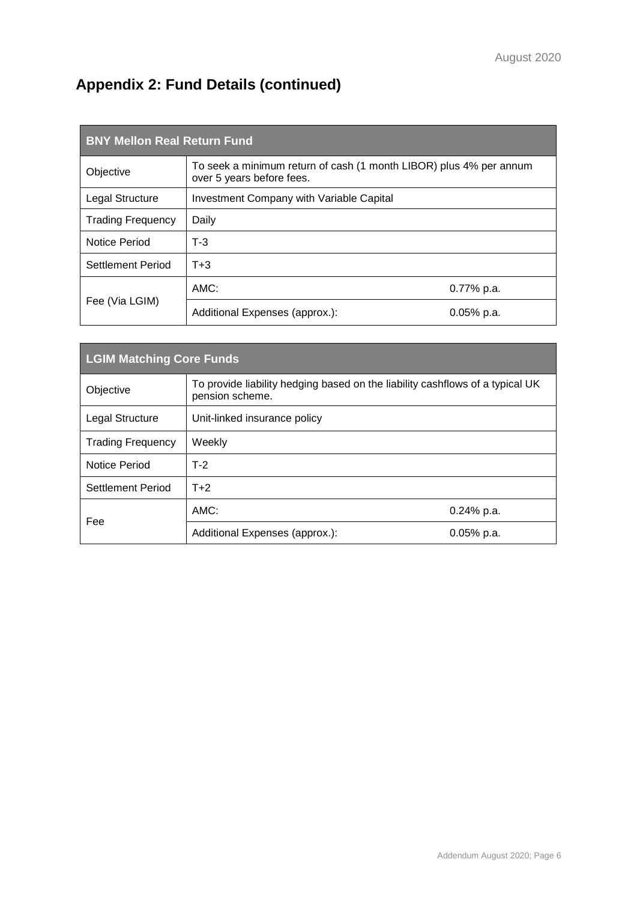## Appendix 2: Fund Details (continued)

| BNY Mellon Real Return Fund | | |
|---|---|---|
| Objective | To seek a minimum return of cash (1 month LIBOR) plus 4% per annum over 5 years before fees. | |
| Legal Structure | Investment Company with Variable Capital | |
| Trading Frequency | Daily | |
| Notice Period | T-3 | |
| Settlement Period | T+3 | |
| Fee (Via LGIM) | AMC: | 0.77% p.a. |
| | Additional Expenses (approx.): | 0.05% p.a. |

| LGIM Matching Core Funds | | |
|---|---|---|
| Objective | To provide liability hedging based on the liability cashflows of a typical UK pension scheme. | |
| Legal Structure | Unit-linked insurance policy | |
| Trading Frequency | Weekly | |
| Notice Period | T-2 | |
| Settlement Period | T+2 | |
| Fee | AMC: | 0.24% p.a. |
| | Additional Expenses (approx.): | 0.05% p.a. |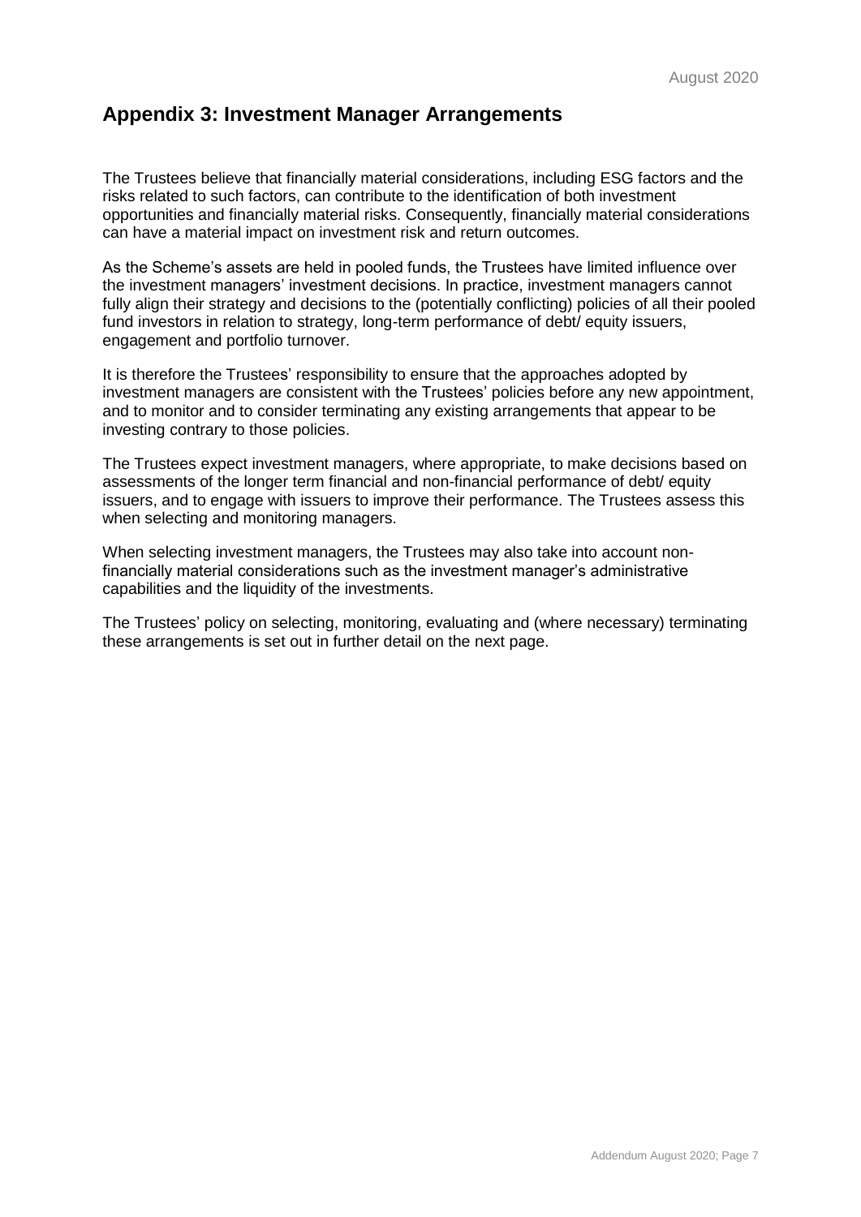## Appendix 3: Investment Manager Arrangements

The Trustees believe that financially material considerations, including ESG factors and the risks related to such factors, can contribute to the identification of both investment opportunities and financially material risks. Consequently, financially material considerations can have a material impact on investment risk and return outcomes.

As the Scheme's assets are held in pooled funds, the Trustees have limited influence over the investment managers' investment decisions. In practice, investment managers cannot fully align their strategy and decisions to the (potentially conflicting) policies of all their pooled fund investors in relation to strategy, long-term performance of debt/ equity issuers, engagement and portfolio turnover.

It is therefore the Trustees' responsibility to ensure that the approaches adopted by investment managers are consistent with the Trustees' policies before any new appointment, and to monitor and to consider terminating any existing arrangements that appear to be investing contrary to those policies.

The Trustees expect investment managers, where appropriate, to make decisions based on assessments of the longer term financial and non-financial performance of debt/ equity issuers, and to engage with issuers to improve their performance. The Trustees assess this when selecting and monitoring managers.

When selecting investment managers, the Trustees may also take into account non-financially material considerations such as the investment manager's administrative capabilities and the liquidity of the investments.

The Trustees' policy on selecting, monitoring, evaluating and (where necessary) terminating these arrangements is set out in further detail on the next page.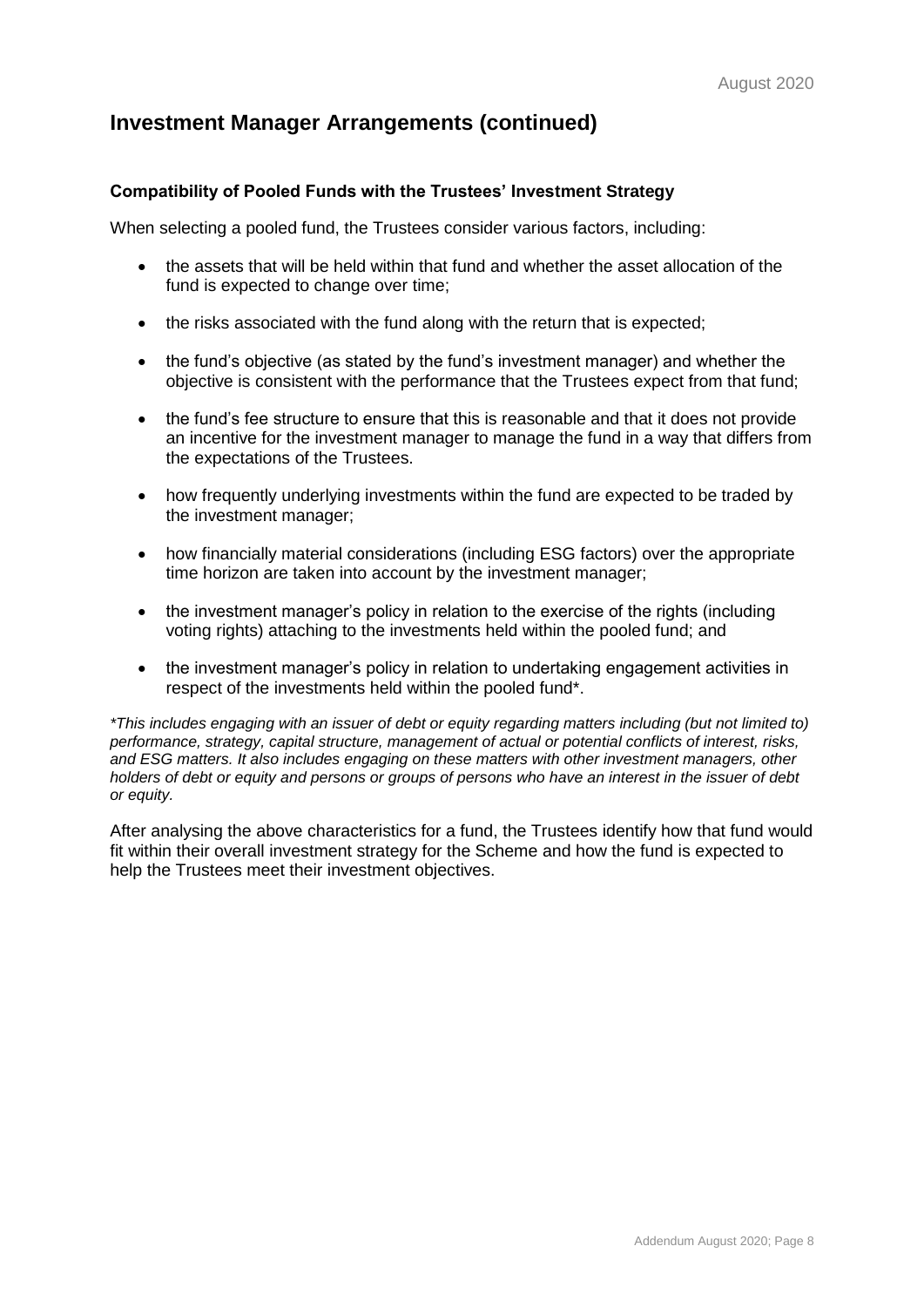## Investment Manager Arrangements (continued)

### Compatibility of Pooled Funds with the Trustees' Investment Strategy

When selecting a pooled fund, the Trustees consider various factors, including:

- the assets that will be held within that fund and whether the asset allocation of the fund is expected to change over time;
- the risks associated with the fund along with the return that is expected;
- the fund's objective (as stated by the fund's investment manager) and whether the objective is consistent with the performance that the Trustees expect from that fund;
- the fund's fee structure to ensure that this is reasonable and that it does not provide an incentive for the investment manager to manage the fund in a way that differs from the expectations of the Trustees.
- how frequently underlying investments within the fund are expected to be traded by the investment manager;
- how financially material considerations (including ESG factors) over the appropriate time horizon are taken into account by the investment manager;
- the investment manager's policy in relation to the exercise of the rights (including voting rights) attaching to the investments held within the pooled fund; and
- the investment manager's policy in relation to undertaking engagement activities in respect of the investments held within the pooled fund*.

*\*This includes engaging with an issuer of debt or equity regarding matters including (but not limited to) performance, strategy, capital structure, management of actual or potential conflicts of interest, risks, and ESG matters. It also includes engaging on these matters with other investment managers, other holders of debt or equity and persons or groups of persons who have an interest in the issuer of debt or equity.*

After analysing the above characteristics for a fund, the Trustees identify how that fund would fit within their overall investment strategy for the Scheme and how the fund is expected to help the Trustees meet their investment objectives.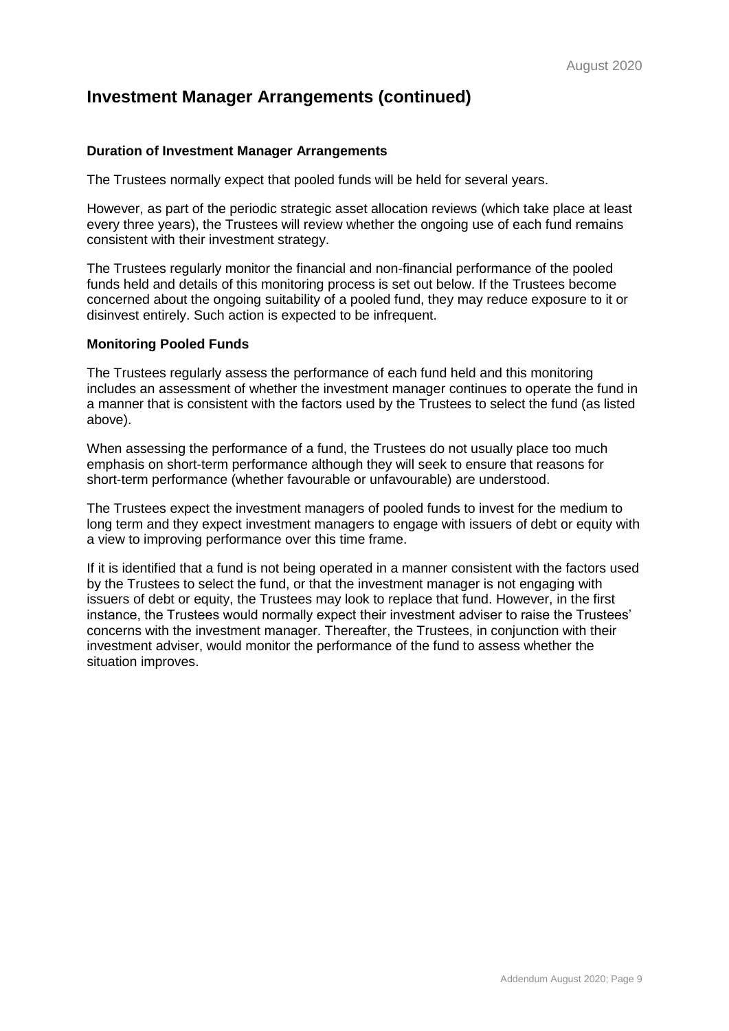## Investment Manager Arrangements (continued)

**Duration of Investment Manager Arrangements**

The Trustees normally expect that pooled funds will be held for several years.

However, as part of the periodic strategic asset allocation reviews (which take place at least every three years), the Trustees will review whether the ongoing use of each fund remains consistent with their investment strategy.

The Trustees regularly monitor the financial and non-financial performance of the pooled funds held and details of this monitoring process is set out below. If the Trustees become concerned about the ongoing suitability of a pooled fund, they may reduce exposure to it or disinvest entirely. Such action is expected to be infrequent.

**Monitoring Pooled Funds**

The Trustees regularly assess the performance of each fund held and this monitoring includes an assessment of whether the investment manager continues to operate the fund in a manner that is consistent with the factors used by the Trustees to select the fund (as listed above).

When assessing the performance of a fund, the Trustees do not usually place too much emphasis on short-term performance although they will seek to ensure that reasons for short-term performance (whether favourable or unfavourable) are understood.

The Trustees expect the investment managers of pooled funds to invest for the medium to long term and they expect investment managers to engage with issuers of debt or equity with a view to improving performance over this time frame.

If it is identified that a fund is not being operated in a manner consistent with the factors used by the Trustees to select the fund, or that the investment manager is not engaging with issuers of debt or equity, the Trustees may look to replace that fund. However, in the first instance, the Trustees would normally expect their investment adviser to raise the Trustees' concerns with the investment manager. Thereafter, the Trustees, in conjunction with their investment adviser, would monitor the performance of the fund to assess whether the situation improves.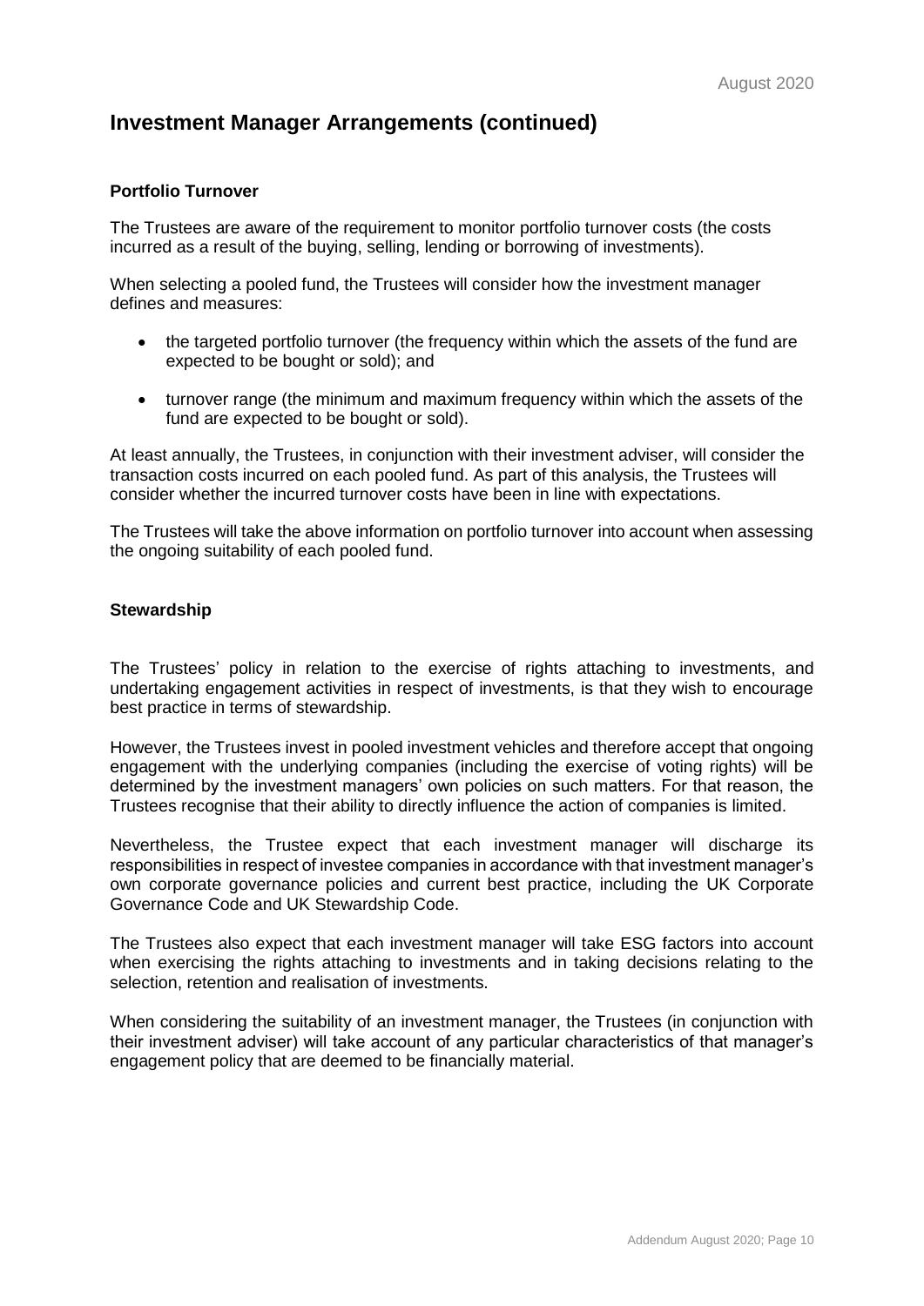# Investment Manager Arrangements (continued)

**Portfolio Turnover**

The Trustees are aware of the requirement to monitor portfolio turnover costs (the costs incurred as a result of the buying, selling, lending or borrowing of investments).

When selecting a pooled fund, the Trustees will consider how the investment manager defines and measures:

- the targeted portfolio turnover (the frequency within which the assets of the fund are expected to be bought or sold); and
- turnover range (the minimum and maximum frequency within which the assets of the fund are expected to be bought or sold).

At least annually, the Trustees, in conjunction with their investment adviser, will consider the transaction costs incurred on each pooled fund. As part of this analysis, the Trustees will consider whether the incurred turnover costs have been in line with expectations.

The Trustees will take the above information on portfolio turnover into account when assessing the ongoing suitability of each pooled fund.

**Stewardship**

The Trustees' policy in relation to the exercise of rights attaching to investments, and undertaking engagement activities in respect of investments, is that they wish to encourage best practice in terms of stewardship.

However, the Trustees invest in pooled investment vehicles and therefore accept that ongoing engagement with the underlying companies (including the exercise of voting rights) will be determined by the investment managers' own policies on such matters. For that reason, the Trustees recognise that their ability to directly influence the action of companies is limited.

Nevertheless, the Trustee expect that each investment manager will discharge its responsibilities in respect of investee companies in accordance with that investment manager's own corporate governance policies and current best practice, including the UK Corporate Governance Code and UK Stewardship Code.

The Trustees also expect that each investment manager will take ESG factors into account when exercising the rights attaching to investments and in taking decisions relating to the selection, retention and realisation of investments.

When considering the suitability of an investment manager, the Trustees (in conjunction with their investment adviser) will take account of any particular characteristics of that manager's engagement policy that are deemed to be financially material.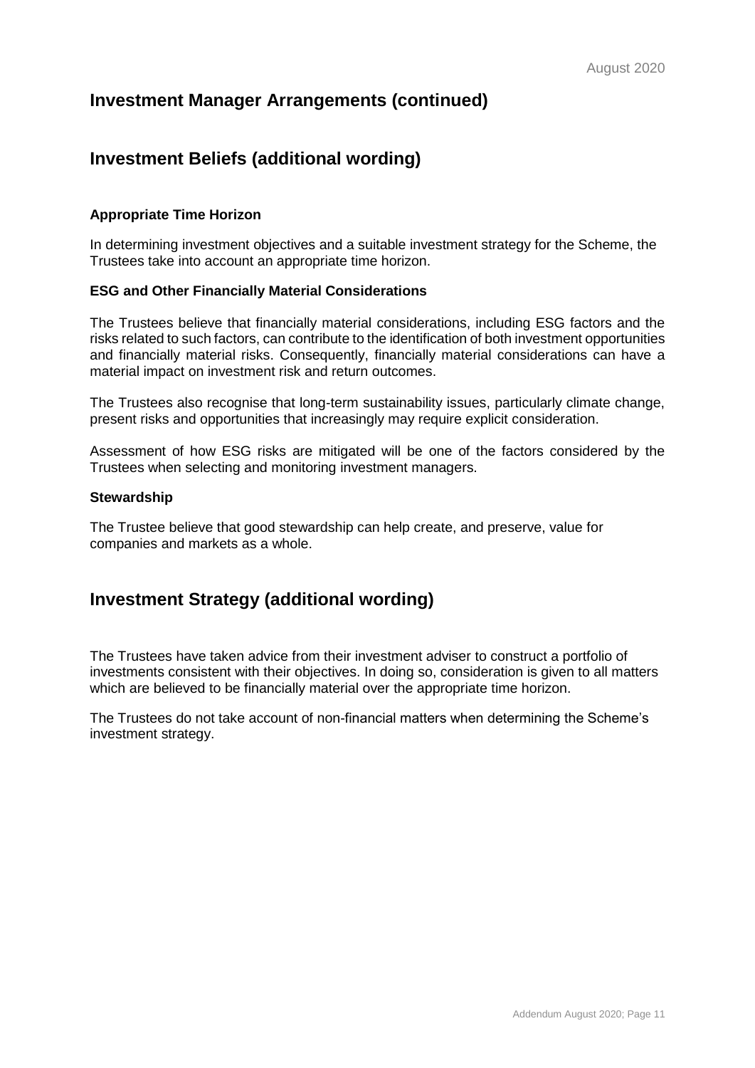## Investment Manager Arrangements (continued)

## Investment Beliefs (additional wording)

**Appropriate Time Horizon**

In determining investment objectives and a suitable investment strategy for the Scheme, the Trustees take into account an appropriate time horizon.

**ESG and Other Financially Material Considerations**

The Trustees believe that financially material considerations, including ESG factors and the risks related to such factors, can contribute to the identification of both investment opportunities and financially material risks. Consequently, financially material considerations can have a material impact on investment risk and return outcomes.

The Trustees also recognise that long-term sustainability issues, particularly climate change, present risks and opportunities that increasingly may require explicit consideration.

Assessment of how ESG risks are mitigated will be one of the factors considered by the Trustees when selecting and monitoring investment managers.

**Stewardship**

The Trustee believe that good stewardship can help create, and preserve, value for companies and markets as a whole.

## Investment Strategy (additional wording)

The Trustees have taken advice from their investment adviser to construct a portfolio of investments consistent with their objectives. In doing so, consideration is given to all matters which are believed to be financially material over the appropriate time horizon.

The Trustees do not take account of non-financial matters when determining the Scheme's investment strategy.